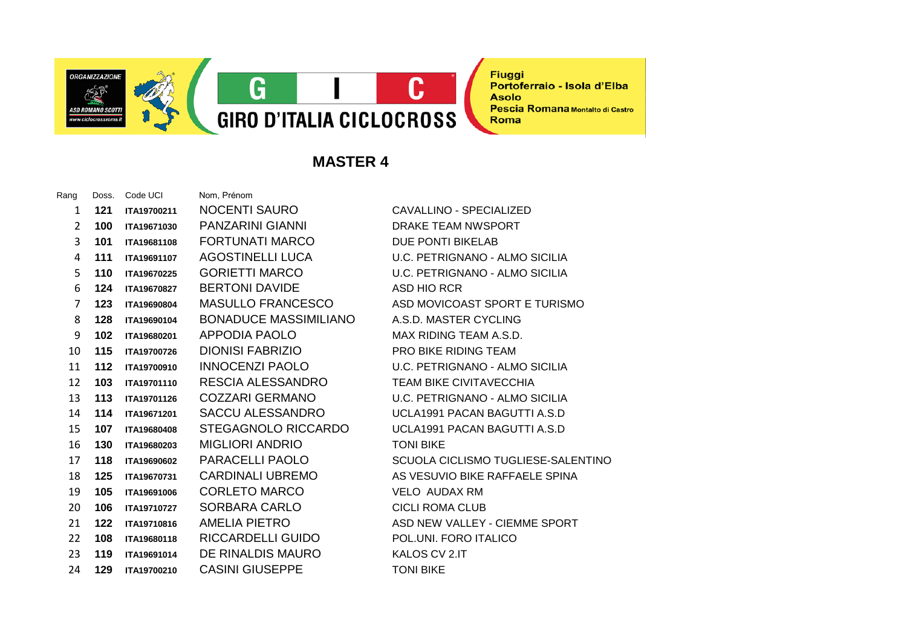ORGANIZZAZIONE
ASD ROMANO SCOTTI
www.ciclocrossroma.it

# GIRO D'ITALIA CICLOCROSS

Fiuggi
Portoferraio - Isola d'Elba
Asolo
Pescia Romana Montalto di Castro
Roma

## MASTER 4

| Rang | Doss. | Code UCI | Nom, Prénom | |
|---|---|---|---|---|
| 1 | **121** | **ITA19700211** | NOCENTI SAURO | CAVALLINO - SPECIALIZED |
| 2 | **100** | **ITA19671030** | PANZARINI GIANNI | DRAKE TEAM NWSPORT |
| 3 | **101** | **ITA19681108** | FORTUNATI MARCO | DUE PONTI BIKELAB |
| 4 | **111** | **ITA19691107** | AGOSTINELLI LUCA | U.C. PETRIGNANO - ALMO SICILIA |
| 5 | **110** | **ITA19670225** | GORIETTI MARCO | U.C. PETRIGNANO - ALMO SICILIA |
| 6 | **124** | **ITA19670827** | BERTONI DAVIDE | ASD HIO RCR |
| 7 | **123** | **ITA19690804** | MASULLO FRANCESCO | ASD MOVICOAST SPORT E TURISMO |
| 8 | **128** | **ITA19690104** | BONADUCE MASSIMILIANO | A.S.D. MASTER CYCLING |
| 9 | **102** | **ITA19680201** | APPODIA PAOLO | MAX RIDING TEAM A.S.D. |
| 10 | **115** | **ITA19700726** | DIONISI FABRIZIO | PRO BIKE RIDING TEAM |
| 11 | **112** | **ITA19700910** | INNOCENZI PAOLO | U.C. PETRIGNANO - ALMO SICILIA |
| 12 | **103** | **ITA19701110** | RESCIA ALESSANDRO | TEAM BIKE CIVITAVECCHIA |
| 13 | **113** | **ITA19701126** | COZZARI GERMANO | U.C. PETRIGNANO - ALMO SICILIA |
| 14 | **114** | **ITA19671201** | SACCU ALESSANDRO | UCLA1991 PACAN BAGUTTI A.S.D |
| 15 | **107** | **ITA19680408** | STEGAGNOLO RICCARDO | UCLA1991 PACAN BAGUTTI A.S.D |
| 16 | **130** | **ITA19680203** | MIGLIORI ANDRIO | TONI BIKE |
| 17 | **118** | **ITA19690602** | PARACELLI PAOLO | SCUOLA CICLISMO TUGLIESE-SALENTINO |
| 18 | **125** | **ITA19670731** | CARDINALI UBREMO | AS VESUVIO BIKE RAFFAELE SPINA |
| 19 | **105** | **ITA19691006** | CORLETO MARCO | VELO AUDAX RM |
| 20 | **106** | **ITA19710727** | SORBARA CARLO | CICLI ROMA CLUB |
| 21 | **122** | **ITA19710816** | AMELIA PIETRO | ASD NEW VALLEY - CIEMME SPORT |
| 22 | **108** | **ITA19680118** | RICCARDELLI GUIDO | POL.UNI. FORO ITALICO |
| 23 | **119** | **ITA19691014** | DE RINALDIS MAURO | KALOS CV 2.IT |
| 24 | **129** | **ITA19700210** | CASINI GIUSEPPE | TONI BIKE |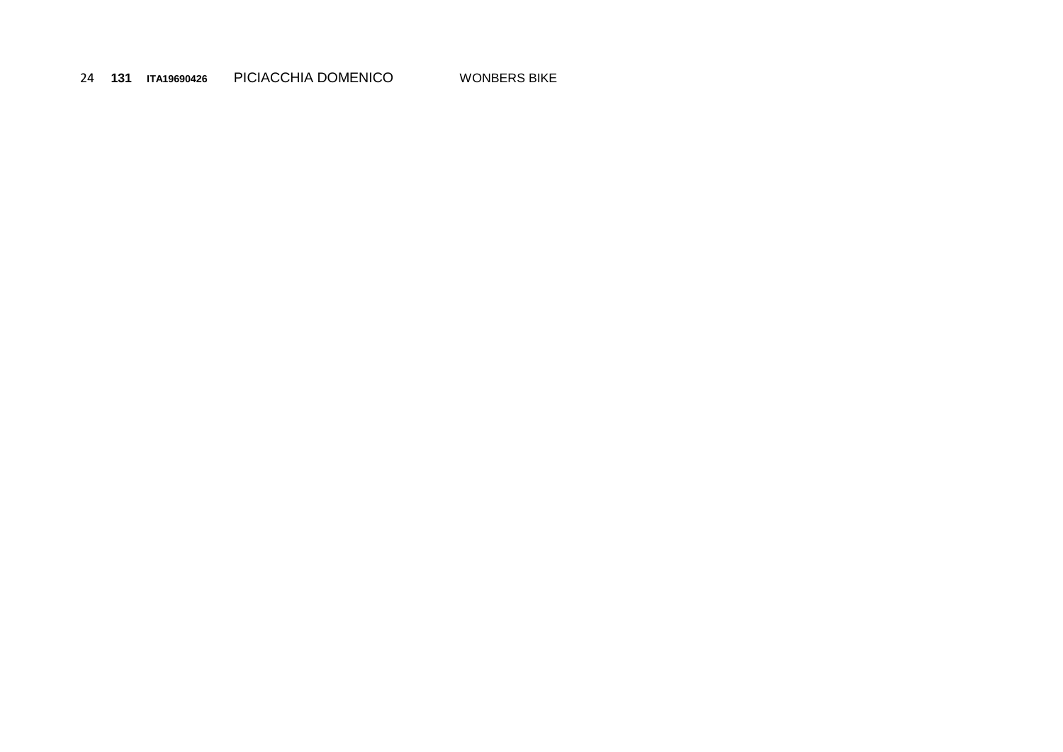| | | | | |
|---|---|---|---|---|
| 24 | **131** | **ITA19690426** | PICIACCHIA DOMENICO | WONBERS BIKE |